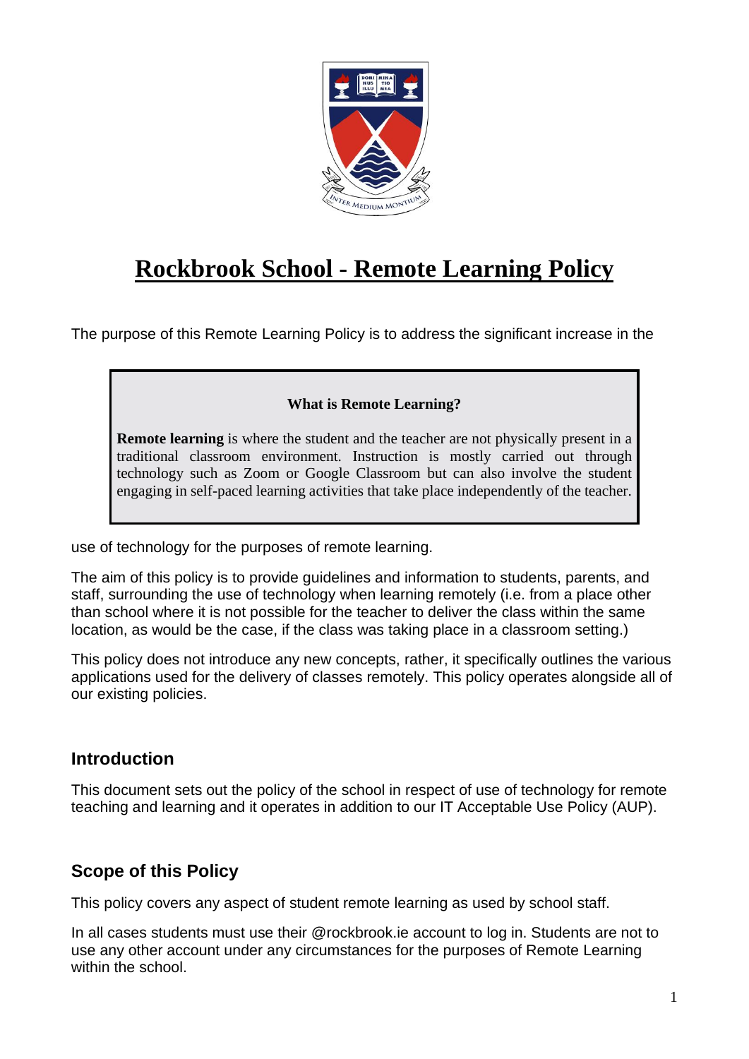# Rockbrook School - Remote Learning Policy

The purpose of this Remote Learning Policy is to address the significant increase in the use of technology for the purposes of remote learning.

> **What is Remote Learning?**
>
> **Remote learning** is where the student and the teacher are not physically present in a traditional classroom environment. Instruction is mostly carried out through technology such as Zoom or Google Classroom but can also involve the student engaging in self-paced learning activities that take place independently of the teacher.

The aim of this policy is to provide guidelines and information to students, parents, and staff, surrounding the use of technology when learning remotely (i.e. from a place other than school where it is not possible for the teacher to deliver the class within the same location, as would be the case, if the class was taking place in a classroom setting.)

This policy does not introduce any new concepts, rather, it specifically outlines the various applications used for the delivery of classes remotely. This policy operates alongside all of our existing policies.

## Introduction

This document sets out the policy of the school in respect of use of technology for remote teaching and learning and it operates in addition to our IT Acceptable Use Policy (AUP).

## Scope of this Policy

This policy covers any aspect of student remote learning as used by school staff.

In all cases students must use their @rockbrook.ie account to log in. Students are not to use any other account under any circumstances for the purposes of Remote Learning within the school.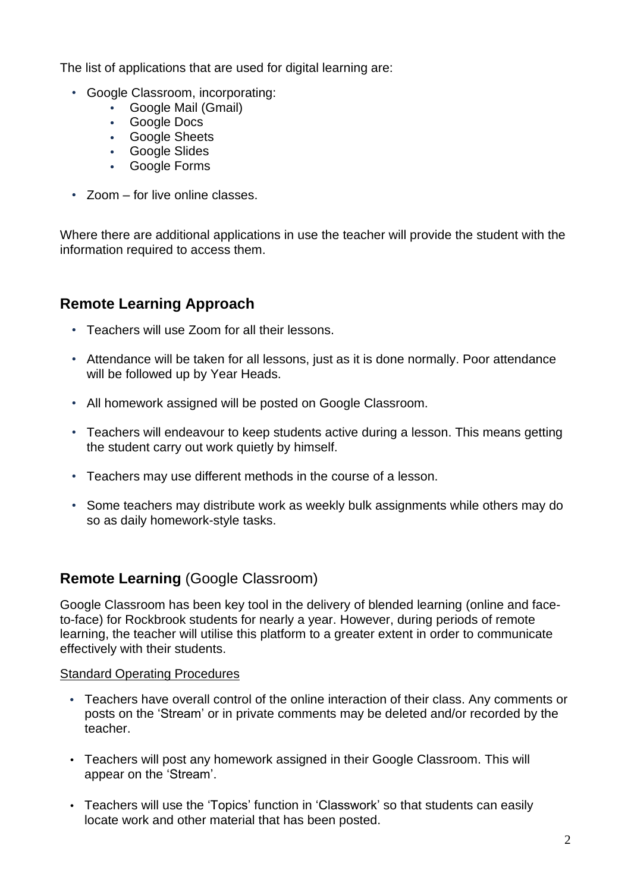The list of applications that are used for digital learning are:

- Google Classroom, incorporating:
  - Google Mail (Gmail)
  - Google Docs
  - Google Sheets
  - Google Slides
  - Google Forms
- Zoom – for live online classes.

Where there are additional applications in use the teacher will provide the student with the information required to access them.

## Remote Learning Approach

- Teachers will use Zoom for all their lessons.
- Attendance will be taken for all lessons, just as it is done normally. Poor attendance will be followed up by Year Heads.
- All homework assigned will be posted on Google Classroom.
- Teachers will endeavour to keep students active during a lesson. This means getting the student carry out work quietly by himself.
- Teachers may use different methods in the course of a lesson.
- Some teachers may distribute work as weekly bulk assignments while others may do so as daily homework-style tasks.

## **Remote Learning** (Google Classroom)

Google Classroom has been key tool in the delivery of blended learning (online and face-to-face) for Rockbrook students for nearly a year. However, during periods of remote learning, the teacher will utilise this platform to a greater extent in order to communicate effectively with their students.

<u>Standard Operating Procedures</u>

- Teachers have overall control of the online interaction of their class. Any comments or posts on the 'Stream' or in private comments may be deleted and/or recorded by the teacher.
- Teachers will post any homework assigned in their Google Classroom. This will appear on the 'Stream'.
- Teachers will use the 'Topics' function in 'Classwork' so that students can easily locate work and other material that has been posted.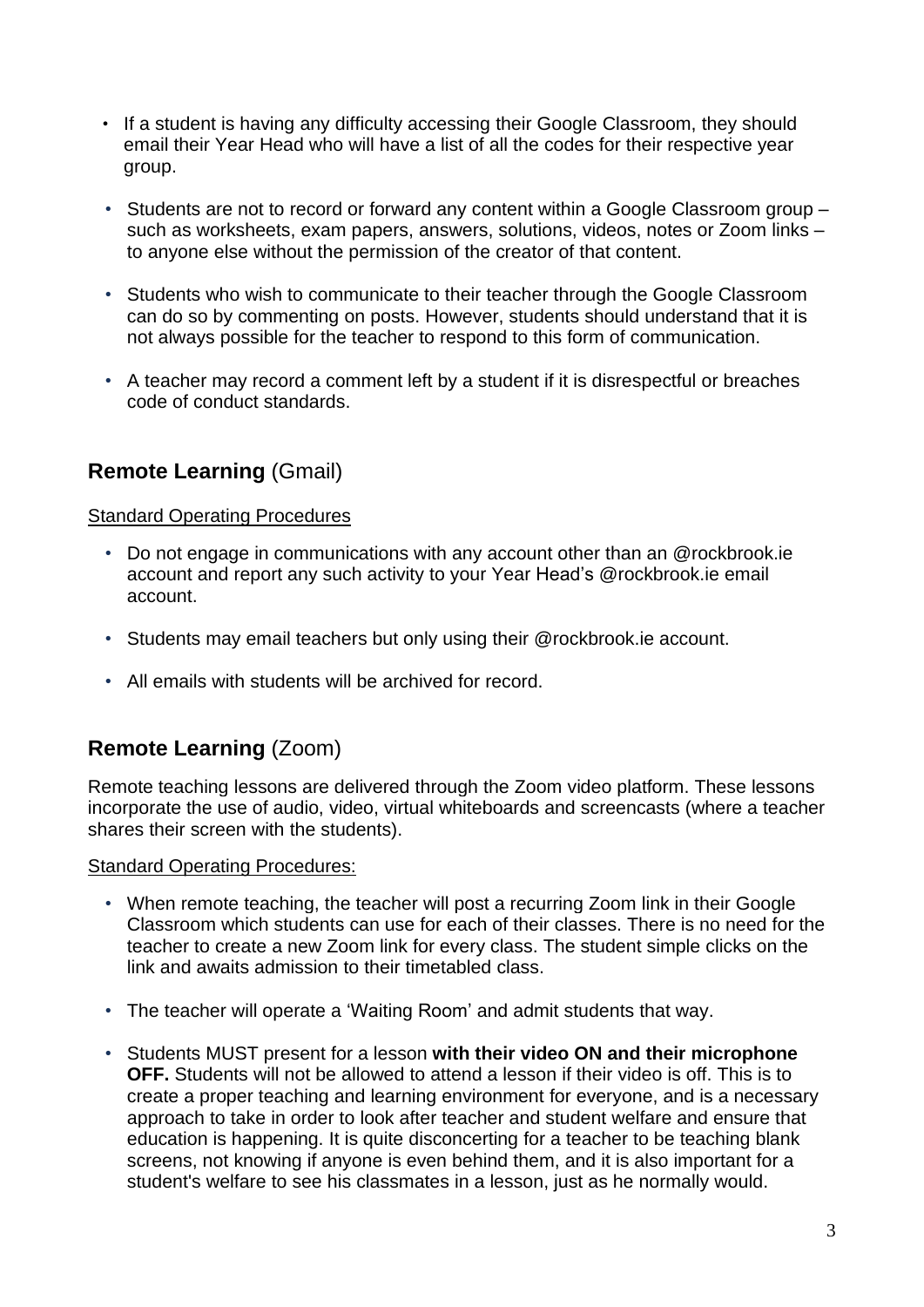- If a student is having any difficulty accessing their Google Classroom, they should email their Year Head who will have a list of all the codes for their respective year group.
- Students are not to record or forward any content within a Google Classroom group – such as worksheets, exam papers, answers, solutions, videos, notes or Zoom links – to anyone else without the permission of the creator of that content.
- Students who wish to communicate to their teacher through the Google Classroom can do so by commenting on posts. However, students should understand that it is not always possible for the teacher to respond to this form of communication.
- A teacher may record a comment left by a student if it is disrespectful or breaches code of conduct standards.

## **Remote Learning** (Gmail)

<u>Standard Operating Procedures</u>

- Do not engage in communications with any account other than an @rockbrook.ie account and report any such activity to your Year Head's @rockbrook.ie email account.
- Students may email teachers but only using their @rockbrook.ie account.
- All emails with students will be archived for record.

## **Remote Learning** (Zoom)

Remote teaching lessons are delivered through the Zoom video platform. These lessons incorporate the use of audio, video, virtual whiteboards and screencasts (where a teacher shares their screen with the students).

<u>Standard Operating Procedures:</u>

- When remote teaching, the teacher will post a recurring Zoom link in their Google Classroom which students can use for each of their classes. There is no need for the teacher to create a new Zoom link for every class. The student simple clicks on the link and awaits admission to their timetabled class.
- The teacher will operate a 'Waiting Room' and admit students that way.
- Students MUST present for a lesson **with their video ON and their microphone OFF.** Students will not be allowed to attend a lesson if their video is off. This is to create a proper teaching and learning environment for everyone, and is a necessary approach to take in order to look after teacher and student welfare and ensure that education is happening. It is quite disconcerting for a teacher to be teaching blank screens, not knowing if anyone is even behind them, and it is also important for a student's welfare to see his classmates in a lesson, just as he normally would.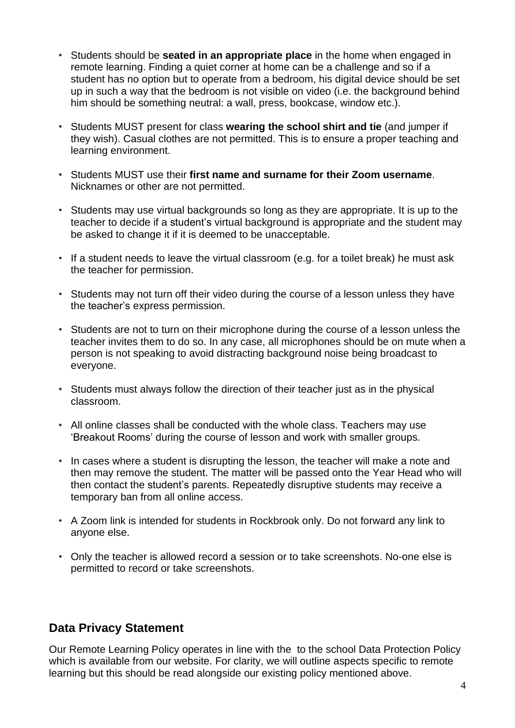- Students should be **seated in an appropriate place** in the home when engaged in remote learning. Finding a quiet corner at home can be a challenge and so if a student has no option but to operate from a bedroom, his digital device should be set up in such a way that the bedroom is not visible on video (i.e. the background behind him should be something neutral: a wall, press, bookcase, window etc.).
- Students MUST present for class **wearing the school shirt and tie** (and jumper if they wish). Casual clothes are not permitted. This is to ensure a proper teaching and learning environment.
- Students MUST use their **first name and surname for their Zoom username**. Nicknames or other are not permitted.
- Students may use virtual backgrounds so long as they are appropriate. It is up to the teacher to decide if a student's virtual background is appropriate and the student may be asked to change it if it is deemed to be unacceptable.
- If a student needs to leave the virtual classroom (e.g. for a toilet break) he must ask the teacher for permission.
- Students may not turn off their video during the course of a lesson unless they have the teacher's express permission.
- Students are not to turn on their microphone during the course of a lesson unless the teacher invites them to do so. In any case, all microphones should be on mute when a person is not speaking to avoid distracting background noise being broadcast to everyone.
- Students must always follow the direction of their teacher just as in the physical classroom.
- All online classes shall be conducted with the whole class. Teachers may use 'Breakout Rooms' during the course of lesson and work with smaller groups.
- In cases where a student is disrupting the lesson, the teacher will make a note and then may remove the student. The matter will be passed onto the Year Head who will then contact the student's parents. Repeatedly disruptive students may receive a temporary ban from all online access.
- A Zoom link is intended for students in Rockbrook only. Do not forward any link to anyone else.
- Only the teacher is allowed record a session or to take screenshots. No-one else is permitted to record or take screenshots.

## Data Privacy Statement

Our Remote Learning Policy operates in line with the to the school Data Protection Policy which is available from our website. For clarity, we will outline aspects specific to remote learning but this should be read alongside our existing policy mentioned above.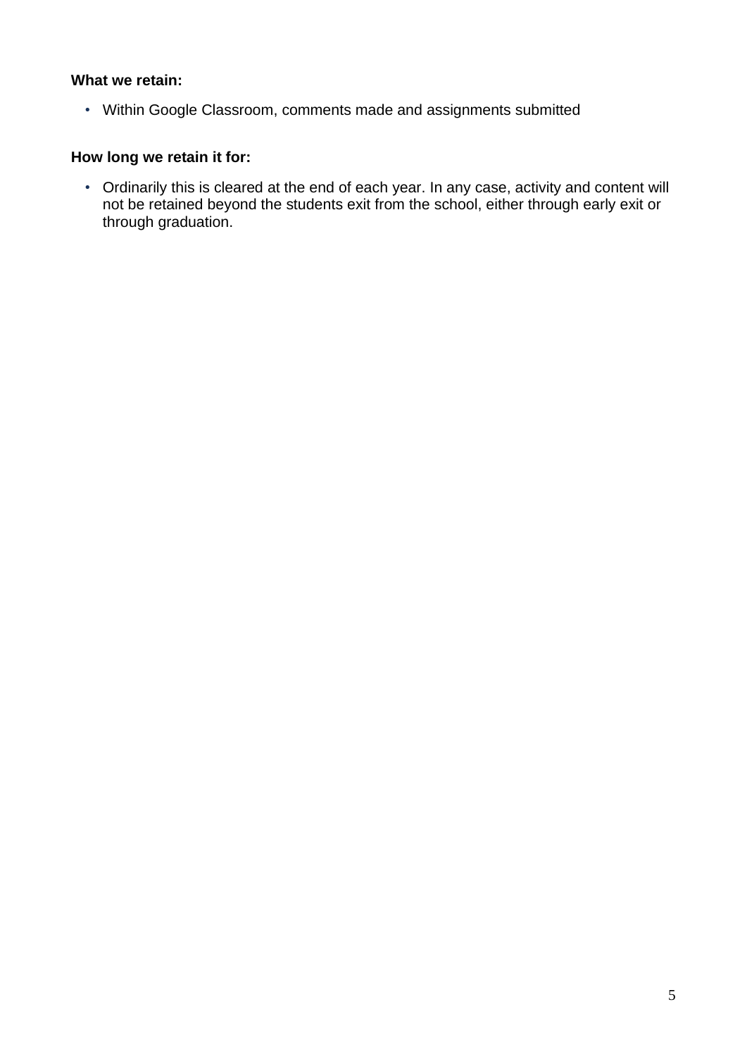**What we retain:**

- Within Google Classroom, comments made and assignments submitted

**How long we retain it for:**

- Ordinarily this is cleared at the end of each year. In any case, activity and content will not be retained beyond the students exit from the school, either through early exit or through graduation.